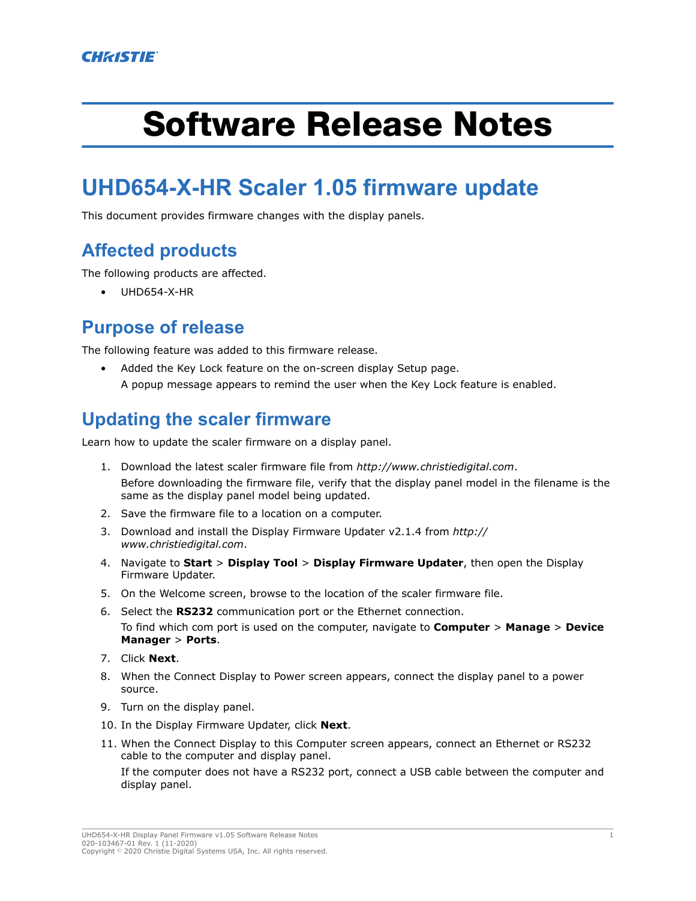CHRISTIE

# Software Release Notes

## UHD654-X-HR Scaler 1.05 firmware update

This document provides firmware changes with the display panels.

### Affected products

The following products are affected.

- UHD654-X-HR

### Purpose of release

The following feature was added to this firmware release.

- Added the Key Lock feature on the on-screen display Setup page.
  A popup message appears to remind the user when the Key Lock feature is enabled.

### Updating the scaler firmware

Learn how to update the scaler firmware on a display panel.

1. Download the latest scaler firmware file from *http://www.christiedigital.com*.
   Before downloading the firmware file, verify that the display panel model in the filename is the same as the display panel model being updated.
2. Save the firmware file to a location on a computer.
3. Download and install the Display Firmware Updater v2.1.4 from *http://www.christiedigital.com*.
4. Navigate to **Start** > **Display Tool** > **Display Firmware Updater**, then open the Display Firmware Updater.
5. On the Welcome screen, browse to the location of the scaler firmware file.
6. Select the **RS232** communication port or the Ethernet connection.
   To find which com port is used on the computer, navigate to **Computer** > **Manage** > **Device Manager** > **Ports**.
7. Click **Next**.
8. When the Connect Display to Power screen appears, connect the display panel to a power source.
9. Turn on the display panel.
10. In the Display Firmware Updater, click **Next**.
11. When the Connect Display to this Computer screen appears, connect an Ethernet or RS232 cable to the computer and display panel.
    If the computer does not have a RS232 port, connect a USB cable between the computer and display panel.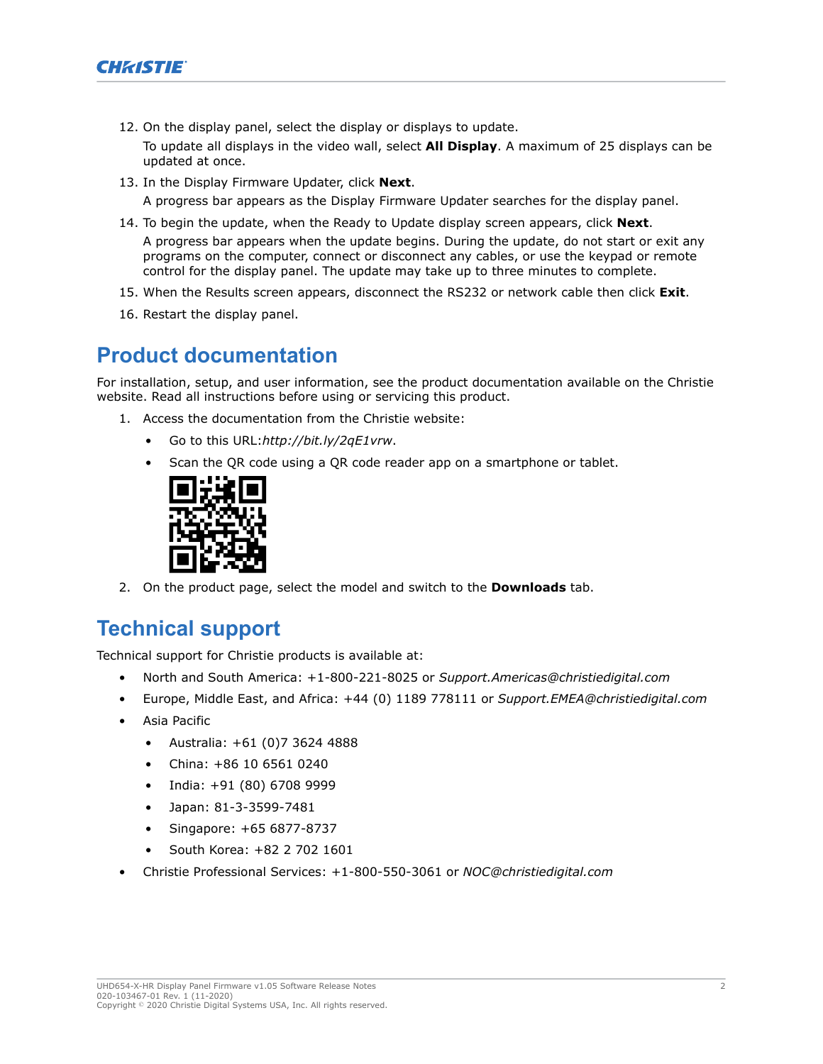12. On the display panel, select the display or displays to update.

    To update all displays in the video wall, select **All Display**. A maximum of 25 displays can be updated at once.

13. In the Display Firmware Updater, click **Next**.

    A progress bar appears as the Display Firmware Updater searches for the display panel.

14. To begin the update, when the Ready to Update display screen appears, click **Next**.

    A progress bar appears when the update begins. During the update, do not start or exit any programs on the computer, connect or disconnect any cables, or use the keypad or remote control for the display panel. The update may take up to three minutes to complete.

15. When the Results screen appears, disconnect the RS232 or network cable then click **Exit**.

16. Restart the display panel.

# Product documentation

For installation, setup, and user information, see the product documentation available on the Christie website. Read all instructions before using or servicing this product.

1. Access the documentation from the Christie website:
   - Go to this URL:*http://bit.ly/2qE1vrw*.
   - Scan the QR code using a QR code reader app on a smartphone or tablet.
2. On the product page, select the model and switch to the **Downloads** tab.

# Technical support

Technical support for Christie products is available at:

- North and South America: +1-800-221-8025 or *Support.Americas@christiedigital.com*
- Europe, Middle East, and Africa: +44 (0) 1189 778111 or *Support.EMEA@christiedigital.com*
- Asia Pacific
  - Australia: +61 (0)7 3624 4888
  - China: +86 10 6561 0240
  - India: +91 (80) 6708 9999
  - Japan: 81-3-3599-7481
  - Singapore: +65 6877-8737
  - South Korea: +82 2 702 1601
- Christie Professional Services: +1-800-550-3061 or *NOC@christiedigital.com*